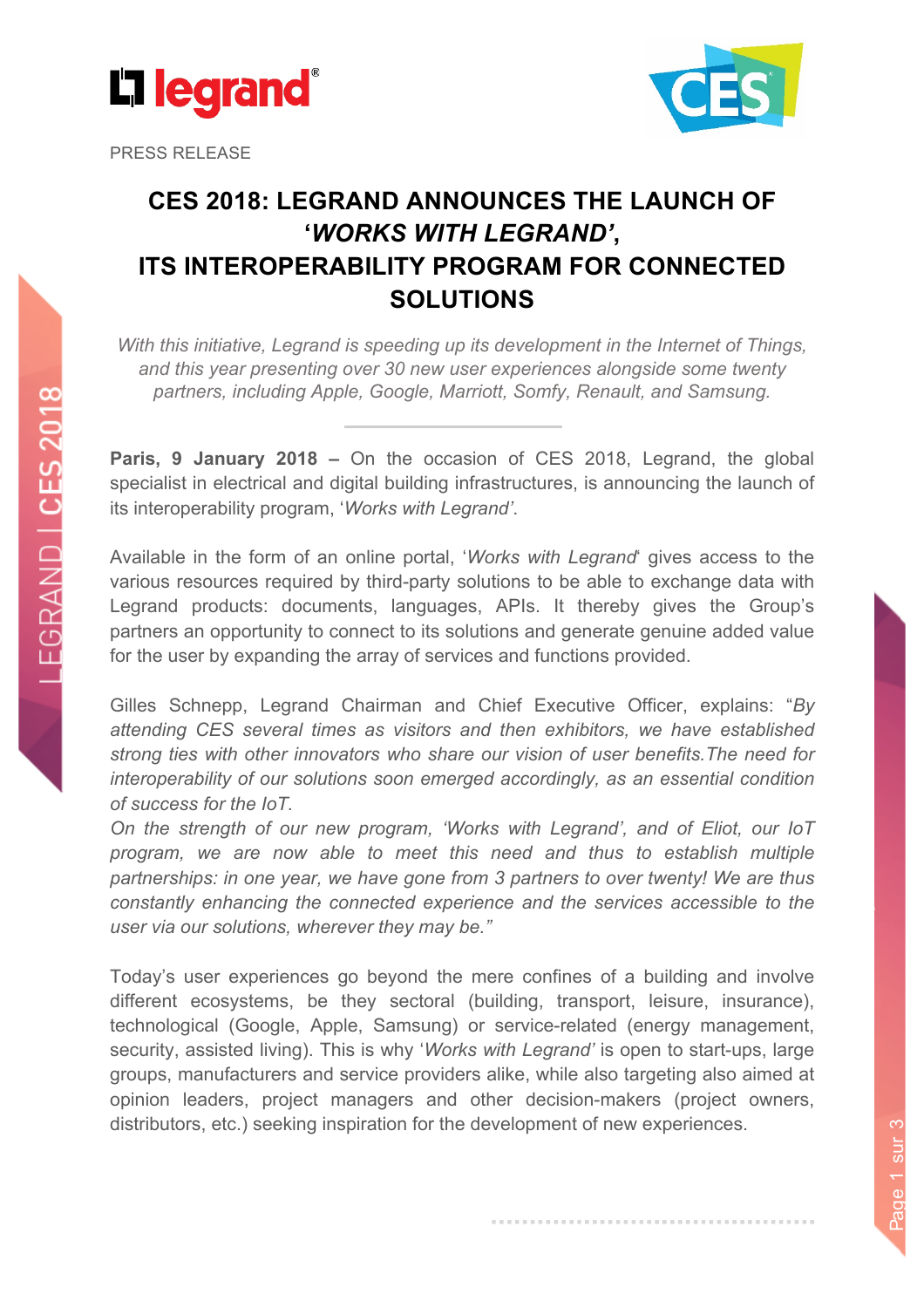PRESS RELEASE

# CES 2018: LEGRAND ANNOUNCES THE LAUNCH OF '*WORKS WITH LEGRAND'*, ITS INTEROPERABILITY PROGRAM FOR CONNECTED SOLUTIONS

*With this initiative, Legrand is speeding up its development in the Internet of Things, and this year presenting over 30 new user experiences alongside some twenty partners, including Apple, Google, Marriott, Somfy, Renault, and Samsung.*

**Paris, 9 January 2018 –** On the occasion of CES 2018, Legrand, the global specialist in electrical and digital building infrastructures, is announcing the launch of its interoperability program, '*Works with Legrand'*.

Available in the form of an online portal, '*Works with Legrand*' gives access to the various resources required by third-party solutions to be able to exchange data with Legrand products: documents, languages, APIs. It thereby gives the Group's partners an opportunity to connect to its solutions and generate genuine added value for the user by expanding the array of services and functions provided.

Gilles Schnepp, Legrand Chairman and Chief Executive Officer, explains: "*By attending CES several times as visitors and then exhibitors, we have established strong ties with other innovators who share our vision of user benefits.The need for interoperability of our solutions soon emerged accordingly, as an essential condition of success for the IoT.*
*On the strength of our new program, 'Works with Legrand', and of Eliot, our IoT program, we are now able to meet this need and thus to establish multiple partnerships: in one year, we have gone from 3 partners to over twenty! We are thus constantly enhancing the connected experience and the services accessible to the user via our solutions, wherever they may be."*

Today's user experiences go beyond the mere confines of a building and involve different ecosystems, be they sectoral (building, transport, leisure, insurance), technological (Google, Apple, Samsung) or service-related (energy management, security, assisted living). This is why '*Works with Legrand'* is open to start-ups, large groups, manufacturers and service providers alike, while also targeting also aimed at opinion leaders, project managers and other decision-makers (project owners, distributors, etc.) seeking inspiration for the development of new experiences.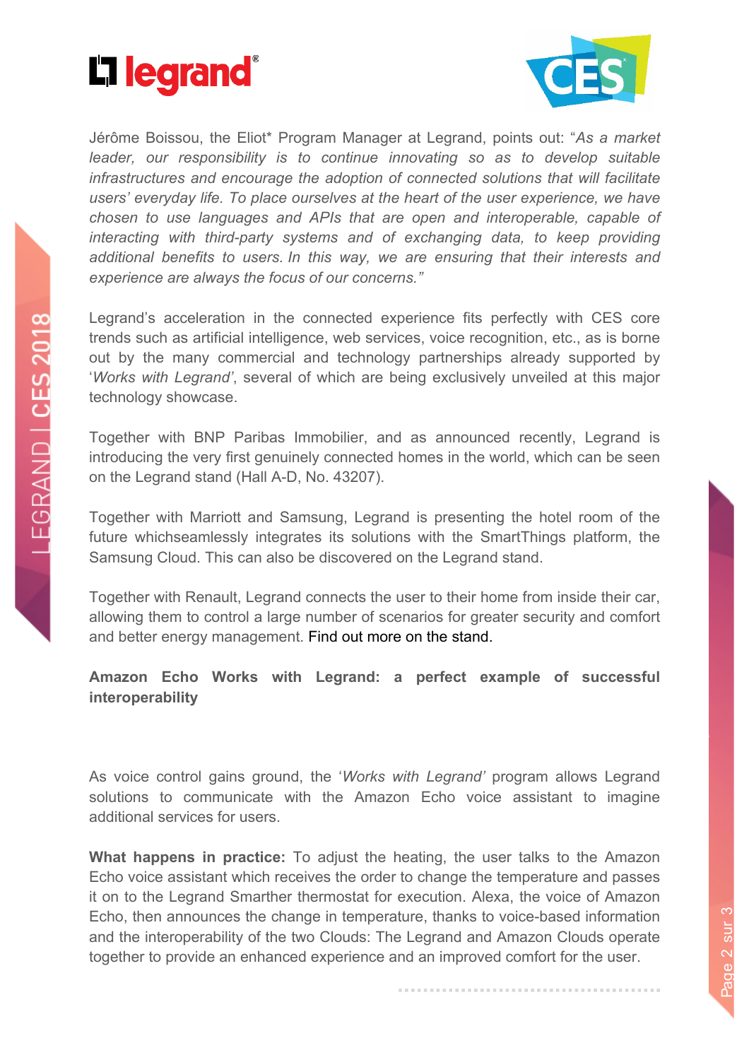Jérôme Boissou, the Eliot* Program Manager at Legrand, points out: "*As a market leader, our responsibility is to continue innovating so as to develop suitable infrastructures and encourage the adoption of connected solutions that will facilitate users' everyday life. To place ourselves at the heart of the user experience, we have chosen to use languages and APIs that are open and interoperable, capable of interacting with third-party systems and of exchanging data, to keep providing additional benefits to users. In this way, we are ensuring that their interests and experience are always the focus of our concerns.*"

Legrand's acceleration in the connected experience fits perfectly with CES core trends such as artificial intelligence, web services, voice recognition, etc., as is borne out by the many commercial and technology partnerships already supported by '*Works with Legrand*', several of which are being exclusively unveiled at this major technology showcase.

Together with BNP Paribas Immobilier, and as announced recently, Legrand is introducing the very first genuinely connected homes in the world, which can be seen on the Legrand stand (Hall A-D, No. 43207).

Together with Marriott and Samsung, Legrand is presenting the hotel room of the future whichseamlessly integrates its solutions with the SmartThings platform, the Samsung Cloud. This can also be discovered on the Legrand stand.

Together with Renault, Legrand connects the user to their home from inside their car, allowing them to control a large number of scenarios for greater security and comfort and better energy management. Find out more on the stand.

**Amazon Echo Works with Legrand: a perfect example of successful interoperability**

As voice control gains ground, the '*Works with Legrand*' program allows Legrand solutions to communicate with the Amazon Echo voice assistant to imagine additional services for users.

**What happens in practice:** To adjust the heating, the user talks to the Amazon Echo voice assistant which receives the order to change the temperature and passes it on to the Legrand Smarther thermostat for execution. Alexa, the voice of Amazon Echo, then announces the change in temperature, thanks to voice-based information and the interoperability of the two Clouds: The Legrand and Amazon Clouds operate together to provide an enhanced experience and an improved comfort for the user.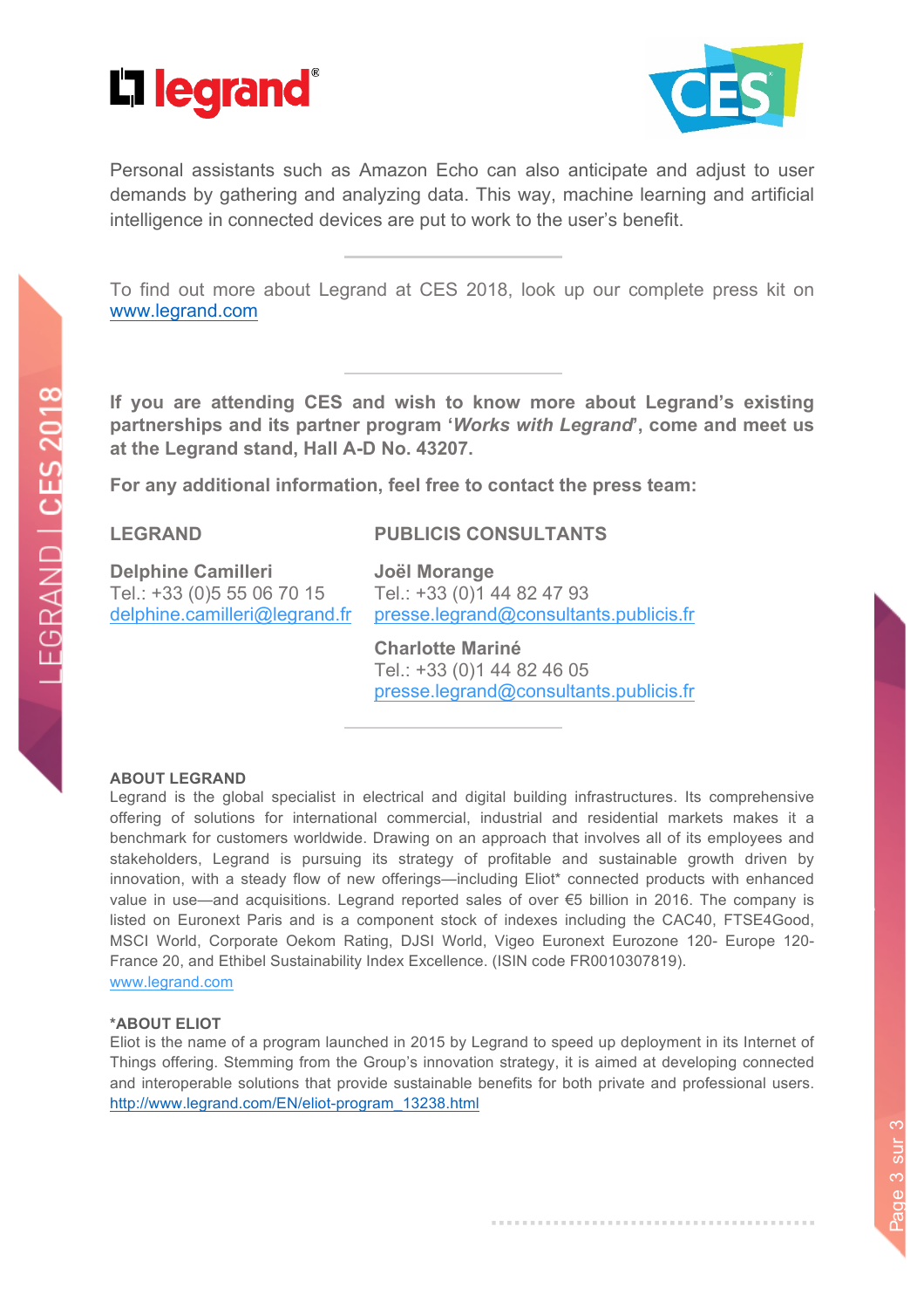Personal assistants such as Amazon Echo can also anticipate and adjust to user demands by gathering and analyzing data. This way, machine learning and artificial intelligence in connected devices are put to work to the user's benefit.

---

To find out more about Legrand at CES 2018, look up our complete press kit on [www.legrand.com](http://www.legrand.com)

---

**If you are attending CES and wish to know more about Legrand's existing partnerships and its partner program '*Works with Legrand*', come and meet us at the Legrand stand, Hall A-D No. 43207.**

**For any additional information, feel free to contact the press team:**

**LEGRAND**

**Delphine Camilleri**
Tel.: +33 (0)5 55 06 70 15
[delphine.camilleri@legrand.fr](mailto:delphine.camilleri@legrand.fr)

**PUBLICIS CONSULTANTS**

**Joël Morange**
Tel.: +33 (0)1 44 82 47 93
[presse.legrand@consultants.publicis.fr](mailto:presse.legrand@consultants.publicis.fr)

**Charlotte Mariné**
Tel.: +33 (0)1 44 82 46 05
[presse.legrand@consultants.publicis.fr](mailto:presse.legrand@consultants.publicis.fr)

---

**ABOUT LEGRAND**

Legrand is the global specialist in electrical and digital building infrastructures. Its comprehensive offering of solutions for international commercial, industrial and residential markets makes it a benchmark for customers worldwide. Drawing on an approach that involves all of its employees and stakeholders, Legrand is pursuing its strategy of profitable and sustainable growth driven by innovation, with a steady flow of new offerings—including Eliot* connected products with enhanced value in use—and acquisitions. Legrand reported sales of over €5 billion in 2016. The company is listed on Euronext Paris and is a component stock of indexes including the CAC40, FTSE4Good, MSCI World, Corporate Oekom Rating, DJSI World, Vigeo Euronext Eurozone 120- Europe 120- France 20, and Ethibel Sustainability Index Excellence. (ISIN code FR0010307819).
[www.legrand.com](http://www.legrand.com)

***ABOUT ELIOT**

Eliot is the name of a program launched in 2015 by Legrand to speed up deployment in its Internet of Things offering. Stemming from the Group's innovation strategy, it is aimed at developing connected and interoperable solutions that provide sustainable benefits for both private and professional users.
[http://www.legrand.com/EN/eliot-program_13238.html](http://www.legrand.com/EN/eliot-program_13238.html)